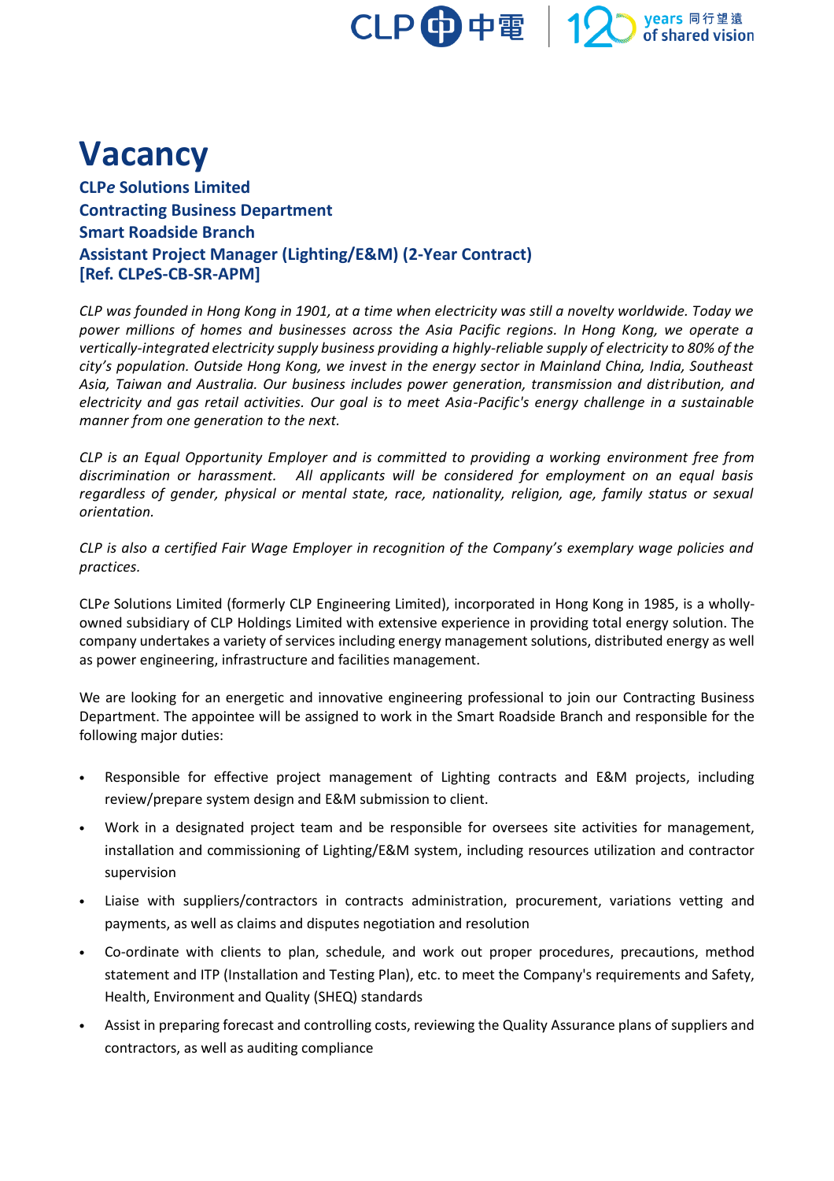# Vacancy

**CLP*e* Solutions Limited**
**Contracting Business Department**
**Smart Roadside Branch**
**Assistant Project Manager (Lighting/E&M) (2-Year Contract)**
**[Ref. CLP*e*S-CB-SR-APM]**

*CLP was founded in Hong Kong in 1901, at a time when electricity was still a novelty worldwide. Today we power millions of homes and businesses across the Asia Pacific regions. In Hong Kong, we operate a vertically-integrated electricity supply business providing a highly-reliable supply of electricity to 80% of the city's population. Outside Hong Kong, we invest in the energy sector in Mainland China, India, Southeast Asia, Taiwan and Australia. Our business includes power generation, transmission and distribution, and electricity and gas retail activities. Our goal is to meet Asia-Pacific's energy challenge in a sustainable manner from one generation to the next.*

*CLP is an Equal Opportunity Employer and is committed to providing a working environment free from discrimination or harassment. All applicants will be considered for employment on an equal basis regardless of gender, physical or mental state, race, nationality, religion, age, family status or sexual orientation.*

*CLP is also a certified Fair Wage Employer in recognition of the Company's exemplary wage policies and practices.*

CLP*e* Solutions Limited (formerly CLP Engineering Limited), incorporated in Hong Kong in 1985, is a wholly-owned subsidiary of CLP Holdings Limited with extensive experience in providing total energy solution. The company undertakes a variety of services including energy management solutions, distributed energy as well as power engineering, infrastructure and facilities management.

We are looking for an energetic and innovative engineering professional to join our Contracting Business Department. The appointee will be assigned to work in the Smart Roadside Branch and responsible for the following major duties:

- Responsible for effective project management of Lighting contracts and E&M projects, including review/prepare system design and E&M submission to client.
- Work in a designated project team and be responsible for oversees site activities for management, installation and commissioning of Lighting/E&M system, including resources utilization and contractor supervision
- Liaise with suppliers/contractors in contracts administration, procurement, variations vetting and payments, as well as claims and disputes negotiation and resolution
- Co-ordinate with clients to plan, schedule, and work out proper procedures, precautions, method statement and ITP (Installation and Testing Plan), etc. to meet the Company's requirements and Safety, Health, Environment and Quality (SHEQ) standards
- Assist in preparing forecast and controlling costs, reviewing the Quality Assurance plans of suppliers and contractors, as well as auditing compliance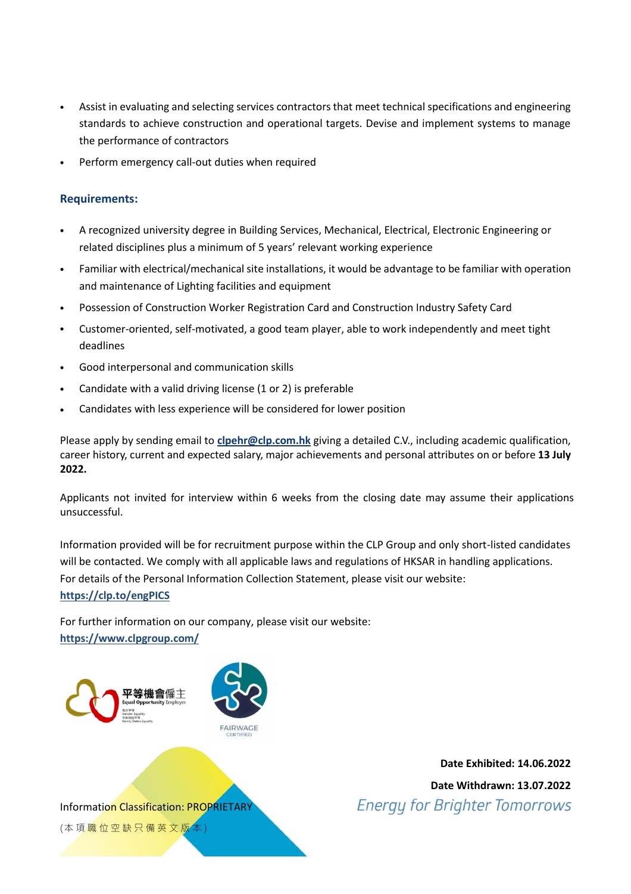- Assist in evaluating and selecting services contractors that meet technical specifications and engineering standards to achieve construction and operational targets. Devise and implement systems to manage the performance of contractors
- Perform emergency call-out duties when required

## Requirements:

- A recognized university degree in Building Services, Mechanical, Electrical, Electronic Engineering or related disciplines plus a minimum of 5 years' relevant working experience
- Familiar with electrical/mechanical site installations, it would be advantage to be familiar with operation and maintenance of Lighting facilities and equipment
- Possession of Construction Worker Registration Card and Construction Industry Safety Card
- Customer-oriented, self-motivated, a good team player, able to work independently and meet tight deadlines
- Good interpersonal and communication skills
- Candidate with a valid driving license (1 or 2) is preferable
- Candidates with less experience will be considered for lower position

Please apply by sending email to **clpehr@clp.com.hk** giving a detailed C.V., including academic qualification, career history, current and expected salary, major achievements and personal attributes on or before **13 July 2022.**

Applicants not invited for interview within 6 weeks from the closing date may assume their applications unsuccessful.

Information provided will be for recruitment purpose within the CLP Group and only short-listed candidates will be contacted. We comply with all applicable laws and regulations of HKSAR in handling applications. For details of the Personal Information Collection Statement, please visit our website: **https://clp.to/engPICS**

For further information on our company, please visit our website: **https://www.clpgroup.com/**

平等機會僱主 Equal Opportunity Employer

FAIRWAGE CERTIFIED

**Date Exhibited: 14.06.2022**

**Date Withdrawn: 13.07.2022**

*Energy for Brighter Tomorrows*

Information Classification: PROPRIETARY

(本項職位空缺只備英文版本)